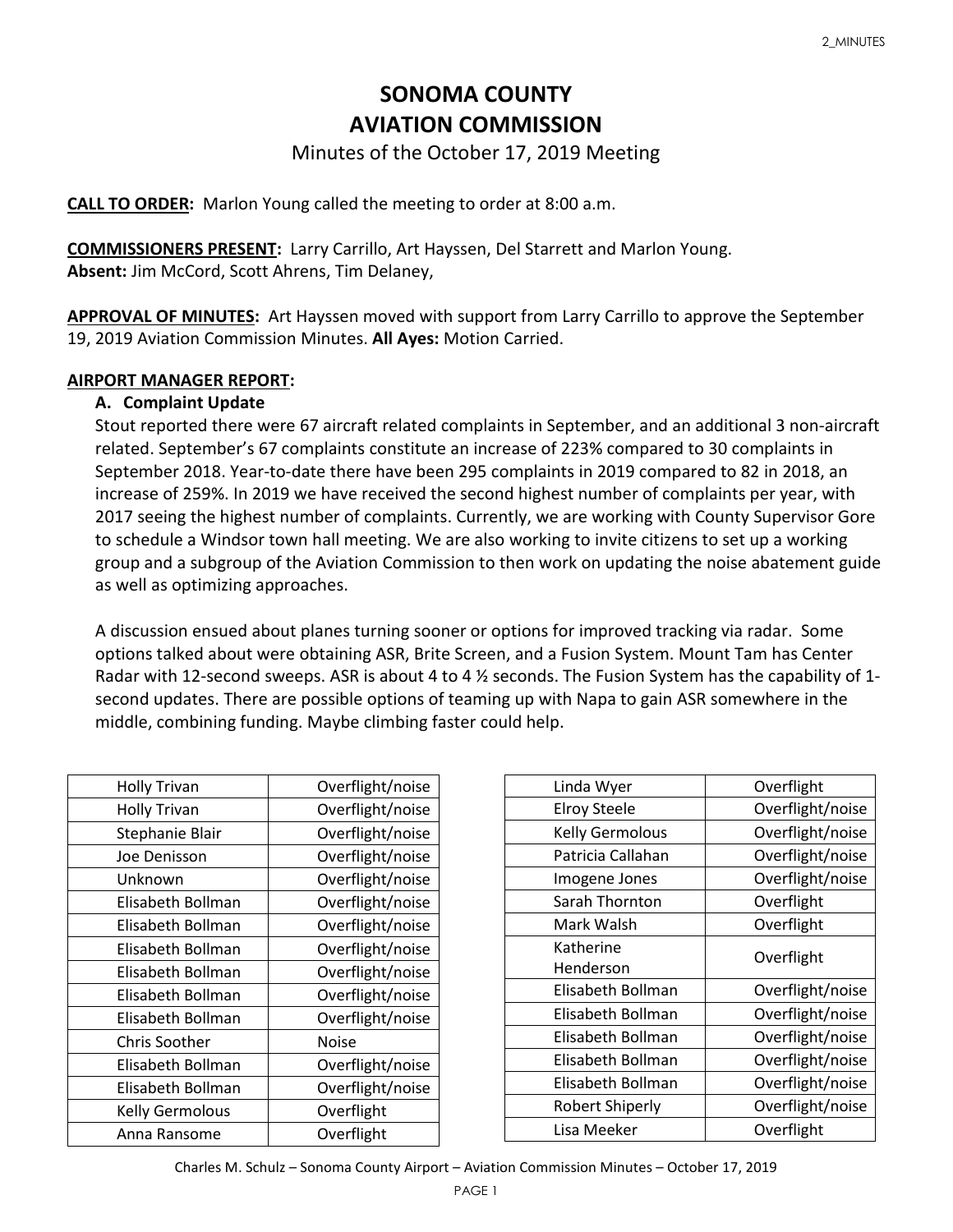# SONOMA COUNTY
# AVIATION COMMISSION

Minutes of the October 17, 2019 Meeting

**CALL TO ORDER:** Marlon Young called the meeting to order at 8:00 a.m.

**COMMISSIONERS PRESENT:** Larry Carrillo, Art Hayssen, Del Starrett and Marlon Young.
**Absent:** Jim McCord, Scott Ahrens, Tim Delaney,

**APPROVAL OF MINUTES:** Art Hayssen moved with support from Larry Carrillo to approve the September 19, 2019 Aviation Commission Minutes. **All Ayes:** Motion Carried.

**AIRPORT MANAGER REPORT:**

**A. Complaint Update**

Stout reported there were 67 aircraft related complaints in September, and an additional 3 non-aircraft related. September's 67 complaints constitute an increase of 223% compared to 30 complaints in September 2018. Year-to-date there have been 295 complaints in 2019 compared to 82 in 2018, an increase of 259%. In 2019 we have received the second highest number of complaints per year, with 2017 seeing the highest number of complaints. Currently, we are working with County Supervisor Gore to schedule a Windsor town hall meeting. We are also working to invite citizens to set up a working group and a subgroup of the Aviation Commission to then work on updating the noise abatement guide as well as optimizing approaches.

A discussion ensued about planes turning sooner or options for improved tracking via radar. Some options talked about were obtaining ASR, Brite Screen, and a Fusion System. Mount Tam has Center Radar with 12-second sweeps. ASR is about 4 to 4 ½ seconds. The Fusion System has the capability of 1-second updates. There are possible options of teaming up with Napa to gain ASR somewhere in the middle, combining funding. Maybe climbing faster could help.

| | |
|---|---|
| Holly Trivan | Overflight/noise |
| Holly Trivan | Overflight/noise |
| Stephanie Blair | Overflight/noise |
| Joe Denisson | Overflight/noise |
| Unknown | Overflight/noise |
| Elisabeth Bollman | Overflight/noise |
| Elisabeth Bollman | Overflight/noise |
| Elisabeth Bollman | Overflight/noise |
| Elisabeth Bollman | Overflight/noise |
| Elisabeth Bollman | Overflight/noise |
| Elisabeth Bollman | Overflight/noise |
| Chris Soother | Noise |
| Elisabeth Bollman | Overflight/noise |
| Elisabeth Bollman | Overflight/noise |
| Kelly Germolous | Overflight |
| Anna Ransome | Overflight |

| | |
|---|---|
| Linda Wyer | Overflight |
| Elroy Steele | Overflight/noise |
| Kelly Germolous | Overflight/noise |
| Patricia Callahan | Overflight/noise |
| Imogene Jones | Overflight/noise |
| Sarah Thornton | Overflight |
| Mark Walsh | Overflight |
| Katherine Henderson | Overflight |
| Elisabeth Bollman | Overflight/noise |
| Elisabeth Bollman | Overflight/noise |
| Elisabeth Bollman | Overflight/noise |
| Elisabeth Bollman | Overflight/noise |
| Elisabeth Bollman | Overflight/noise |
| Robert Shiperly | Overflight/noise |
| Lisa Meeker | Overflight |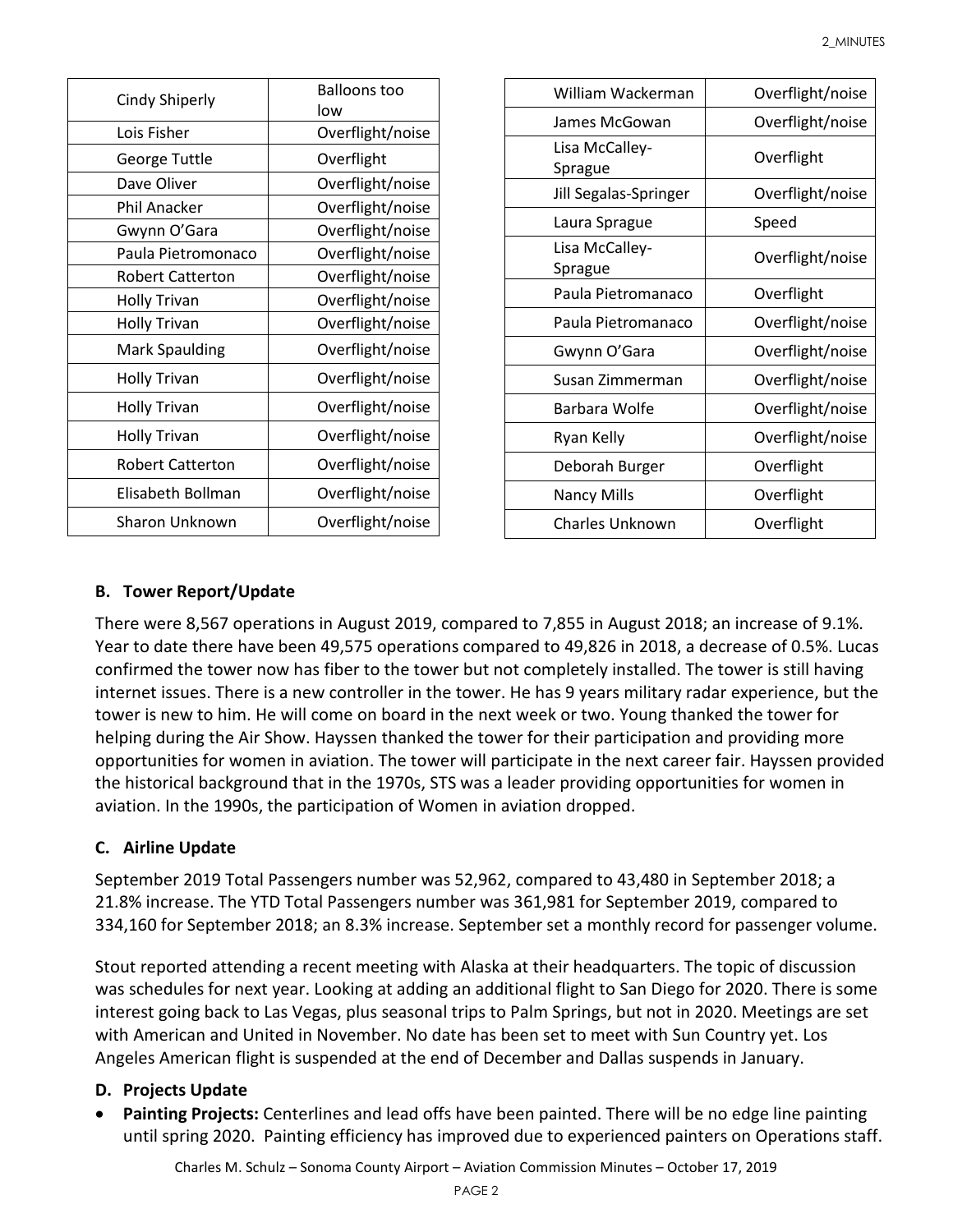| Cindy Shiperly | Balloons too low |
|---|---|
| Lois Fisher | Overflight/noise |
| George Tuttle | Overflight |
| Dave Oliver | Overflight/noise |
| Phil Anacker | Overflight/noise |
| Gwynn O'Gara | Overflight/noise |
| Paula Pietromonaco | Overflight/noise |
| Robert Catterton | Overflight/noise |
| Holly Trivan | Overflight/noise |
| Holly Trivan | Overflight/noise |
| Mark Spaulding | Overflight/noise |
| Holly Trivan | Overflight/noise |
| Holly Trivan | Overflight/noise |
| Holly Trivan | Overflight/noise |
| Robert Catterton | Overflight/noise |
| Elisabeth Bollman | Overflight/noise |
| Sharon Unknown | Overflight/noise |
| William Wackerman | Overflight/noise |
| James McGowan | Overflight/noise |
| Lisa McCalley-Sprague | Overflight |
| Jill Segalas-Springer | Overflight/noise |
| Laura Sprague | Speed |
| Lisa McCalley-Sprague | Overflight/noise |
| Paula Pietromanaco | Overflight |
| Paula Pietromanaco | Overflight/noise |
| Gwynn O'Gara | Overflight/noise |
| Susan Zimmerman | Overflight/noise |
| Barbara Wolfe | Overflight/noise |
| Ryan Kelly | Overflight/noise |
| Deborah Burger | Overflight |
| Nancy Mills | Overflight |
| Charles Unknown | Overflight |

### B. Tower Report/Update

There were 8,567 operations in August 2019, compared to 7,855 in August 2018; an increase of 9.1%. Year to date there have been 49,575 operations compared to 49,826 in 2018, a decrease of 0.5%. Lucas confirmed the tower now has fiber to the tower but not completely installed. The tower is still having internet issues. There is a new controller in the tower. He has 9 years military radar experience, but the tower is new to him. He will come on board in the next week or two. Young thanked the tower for helping during the Air Show. Hayssen thanked the tower for their participation and providing more opportunities for women in aviation. The tower will participate in the next career fair. Hayssen provided the historical background that in the 1970s, STS was a leader providing opportunities for women in aviation. In the 1990s, the participation of Women in aviation dropped.

### C. Airline Update

September 2019 Total Passengers number was 52,962, compared to 43,480 in September 2018; a 21.8% increase. The YTD Total Passengers number was 361,981 for September 2019, compared to 334,160 for September 2018; an 8.3% increase. September set a monthly record for passenger volume.

Stout reported attending a recent meeting with Alaska at their headquarters. The topic of discussion was schedules for next year. Looking at adding an additional flight to San Diego for 2020. There is some interest going back to Las Vegas, plus seasonal trips to Palm Springs, but not in 2020. Meetings are set with American and United in November. No date has been set to meet with Sun Country yet. Los Angeles American flight is suspended at the end of December and Dallas suspends in January.

### D. Projects Update

- **Painting Projects:** Centerlines and lead offs have been painted. There will be no edge line painting until spring 2020. Painting efficiency has improved due to experienced painters on Operations staff.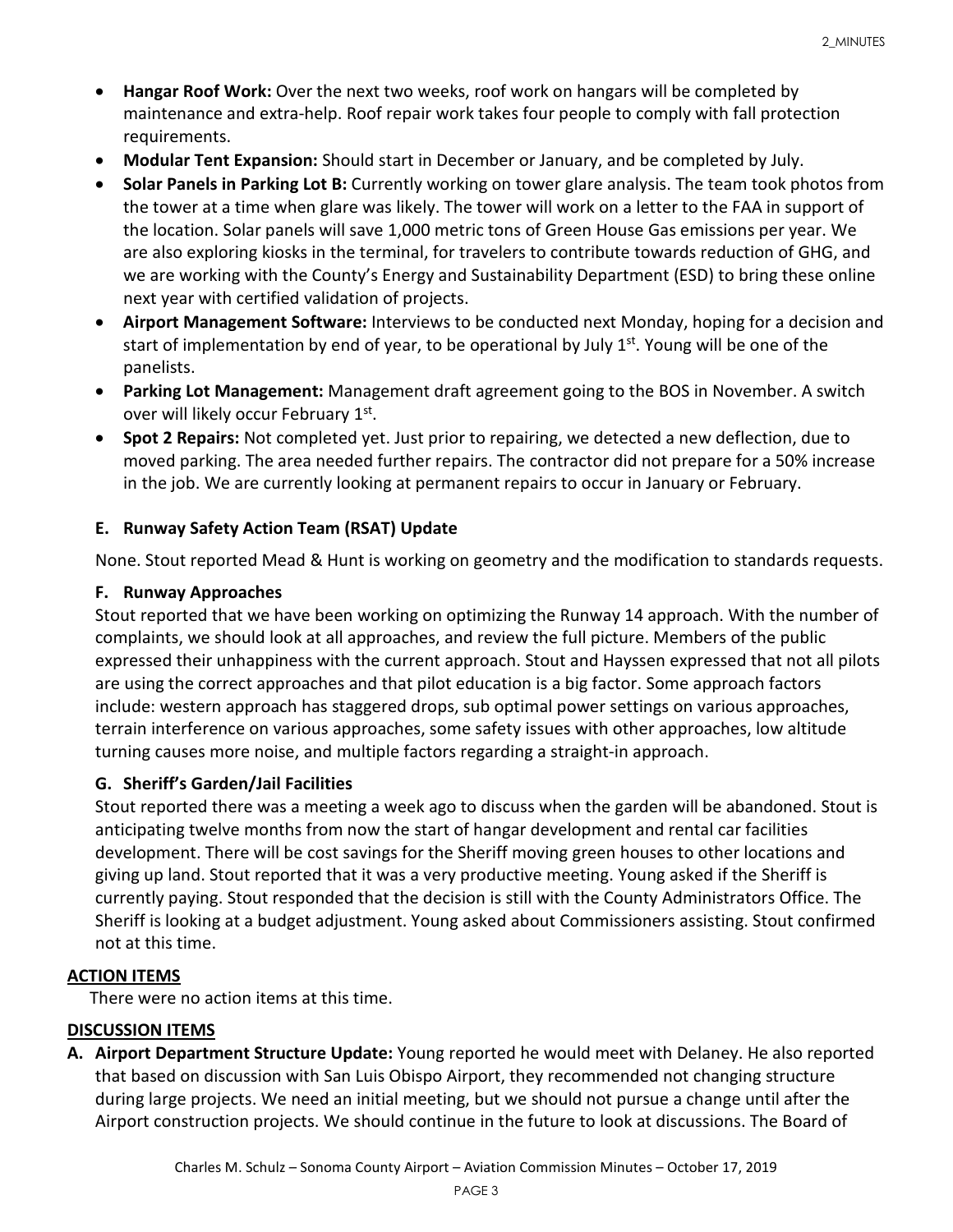- **Hangar Roof Work:** Over the next two weeks, roof work on hangars will be completed by maintenance and extra-help. Roof repair work takes four people to comply with fall protection requirements.
- **Modular Tent Expansion:** Should start in December or January, and be completed by July.
- **Solar Panels in Parking Lot B:** Currently working on tower glare analysis. The team took photos from the tower at a time when glare was likely. The tower will work on a letter to the FAA in support of the location. Solar panels will save 1,000 metric tons of Green House Gas emissions per year. We are also exploring kiosks in the terminal, for travelers to contribute towards reduction of GHG, and we are working with the County's Energy and Sustainability Department (ESD) to bring these online next year with certified validation of projects.
- **Airport Management Software:** Interviews to be conducted next Monday, hoping for a decision and start of implementation by end of year, to be operational by July 1st. Young will be one of the panelists.
- **Parking Lot Management:** Management draft agreement going to the BOS in November. A switch over will likely occur February 1st.
- **Spot 2 Repairs:** Not completed yet. Just prior to repairing, we detected a new deflection, due to moved parking. The area needed further repairs. The contractor did not prepare for a 50% increase in the job. We are currently looking at permanent repairs to occur in January or February.

### E. Runway Safety Action Team (RSAT) Update

None. Stout reported Mead & Hunt is working on geometry and the modification to standards requests.

### F. Runway Approaches

Stout reported that we have been working on optimizing the Runway 14 approach. With the number of complaints, we should look at all approaches, and review the full picture. Members of the public expressed their unhappiness with the current approach. Stout and Hayssen expressed that not all pilots are using the correct approaches and that pilot education is a big factor. Some approach factors include: western approach has staggered drops, sub optimal power settings on various approaches, terrain interference on various approaches, some safety issues with other approaches, low altitude turning causes more noise, and multiple factors regarding a straight-in approach.

### G. Sheriff's Garden/Jail Facilities

Stout reported there was a meeting a week ago to discuss when the garden will be abandoned. Stout is anticipating twelve months from now the start of hangar development and rental car facilities development. There will be cost savings for the Sheriff moving green houses to other locations and giving up land. Stout reported that it was a very productive meeting. Young asked if the Sheriff is currently paying. Stout responded that the decision is still with the County Administrators Office. The Sheriff is looking at a budget adjustment. Young asked about Commissioners assisting. Stout confirmed not at this time.

## ACTION ITEMS

There were no action items at this time.

## DISCUSSION ITEMS

**A. Airport Department Structure Update:** Young reported he would meet with Delaney. He also reported that based on discussion with San Luis Obispo Airport, they recommended not changing structure during large projects. We need an initial meeting, but we should not pursue a change until after the Airport construction projects. We should continue in the future to look at discussions. The Board of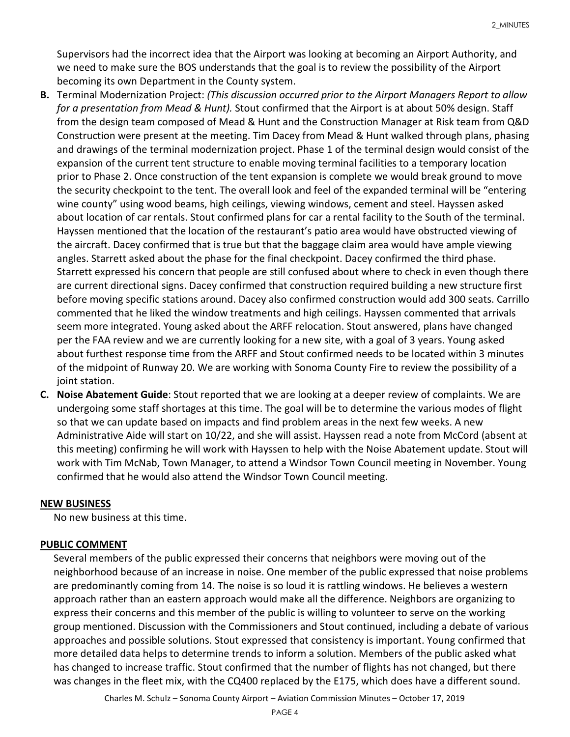Supervisors had the incorrect idea that the Airport was looking at becoming an Airport Authority, and we need to make sure the BOS understands that the goal is to review the possibility of the Airport becoming its own Department in the County system.

**B.** Terminal Modernization Project: *(This discussion occurred prior to the Airport Managers Report to allow for a presentation from Mead & Hunt).* Stout confirmed that the Airport is at about 50% design. Staff from the design team composed of Mead & Hunt and the Construction Manager at Risk team from Q&D Construction were present at the meeting. Tim Dacey from Mead & Hunt walked through plans, phasing and drawings of the terminal modernization project. Phase 1 of the terminal design would consist of the expansion of the current tent structure to enable moving terminal facilities to a temporary location prior to Phase 2. Once construction of the tent expansion is complete we would break ground to move the security checkpoint to the tent. The overall look and feel of the expanded terminal will be "entering wine county" using wood beams, high ceilings, viewing windows, cement and steel. Hayssen asked about location of car rentals. Stout confirmed plans for car a rental facility to the South of the terminal. Hayssen mentioned that the location of the restaurant's patio area would have obstructed viewing of the aircraft. Dacey confirmed that is true but that the baggage claim area would have ample viewing angles. Starrett asked about the phase for the final checkpoint. Dacey confirmed the third phase. Starrett expressed his concern that people are still confused about where to check in even though there are current directional signs. Dacey confirmed that construction required building a new structure first before moving specific stations around. Dacey also confirmed construction would add 300 seats. Carrillo commented that he liked the window treatments and high ceilings. Hayssen commented that arrivals seem more integrated. Young asked about the ARFF relocation. Stout answered, plans have changed per the FAA review and we are currently looking for a new site, with a goal of 3 years. Young asked about furthest response time from the ARFF and Stout confirmed needs to be located within 3 minutes of the midpoint of Runway 20. We are working with Sonoma County Fire to review the possibility of a joint station.

**C. Noise Abatement Guide**: Stout reported that we are looking at a deeper review of complaints. We are undergoing some staff shortages at this time. The goal will be to determine the various modes of flight so that we can update based on impacts and find problem areas in the next few weeks. A new Administrative Aide will start on 10/22, and she will assist. Hayssen read a note from McCord (absent at this meeting) confirming he will work with Hayssen to help with the Noise Abatement update. Stout will work with Tim McNab, Town Manager, to attend a Windsor Town Council meeting in November. Young confirmed that he would also attend the Windsor Town Council meeting.

**NEW BUSINESS**

No new business at this time.

**PUBLIC COMMENT**

Several members of the public expressed their concerns that neighbors were moving out of the neighborhood because of an increase in noise. One member of the public expressed that noise problems are predominantly coming from 14. The noise is so loud it is rattling windows. He believes a western approach rather than an eastern approach would make all the difference. Neighbors are organizing to express their concerns and this member of the public is willing to volunteer to serve on the working group mentioned. Discussion with the Commissioners and Stout continued, including a debate of various approaches and possible solutions. Stout expressed that consistency is important. Young confirmed that more detailed data helps to determine trends to inform a solution. Members of the public asked what has changed to increase traffic. Stout confirmed that the number of flights has not changed, but there was changes in the fleet mix, with the CQ400 replaced by the E175, which does have a different sound.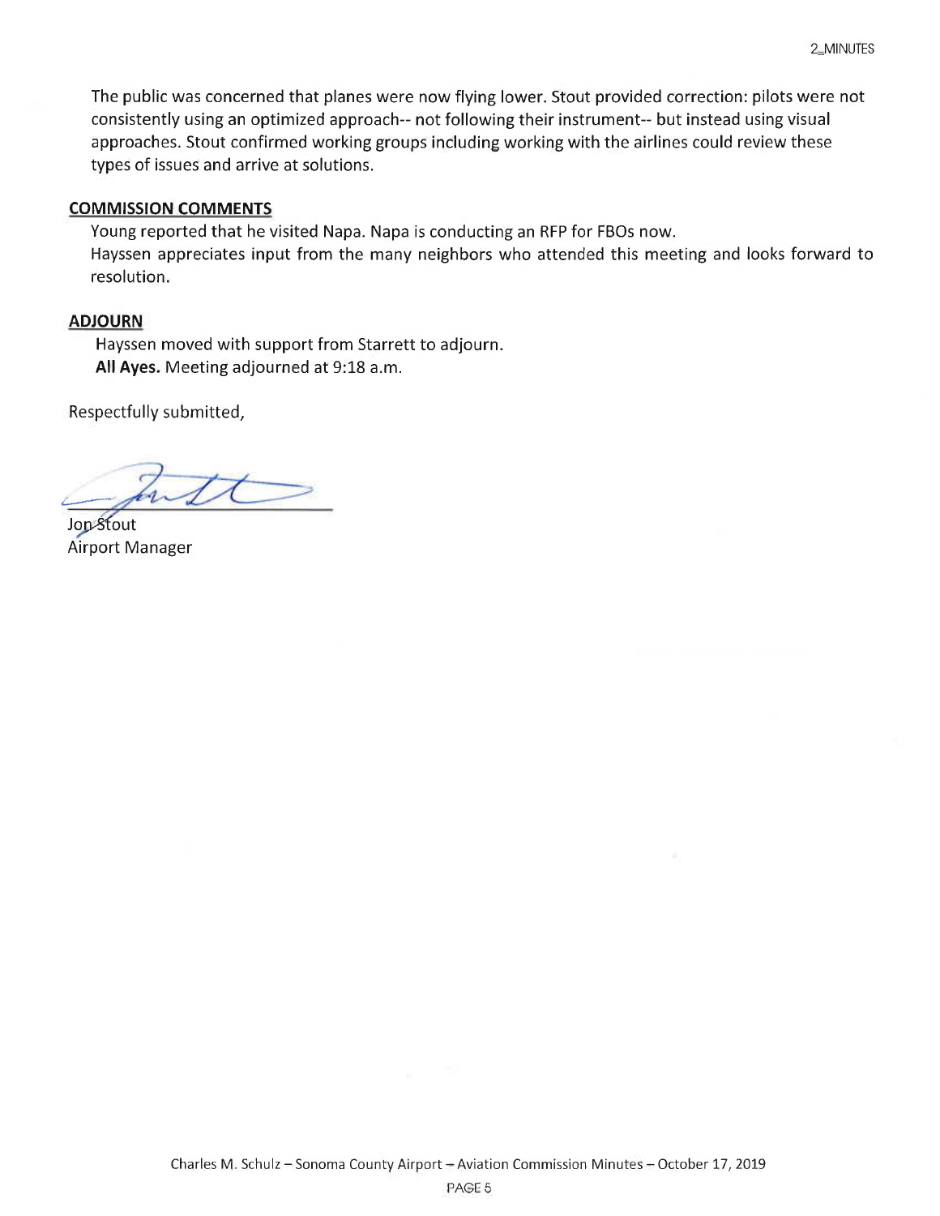The public was concerned that planes were now flying lower. Stout provided correction: pilots were not consistently using an optimized approach-- not following their instrument-- but instead using visual approaches. Stout confirmed working groups including working with the airlines could review these types of issues and arrive at solutions.

## COMMISSION COMMENTS

Young reported that he visited Napa. Napa is conducting an RFP for FBOs now.
Hayssen appreciates input from the many neighbors who attended this meeting and looks forward to resolution.

## ADJOURN

Hayssen moved with support from Starrett to adjourn.
**All Ayes.** Meeting adjourned at 9:18 a.m.

Respectfully submitted,

Jon Stout
Airport Manager